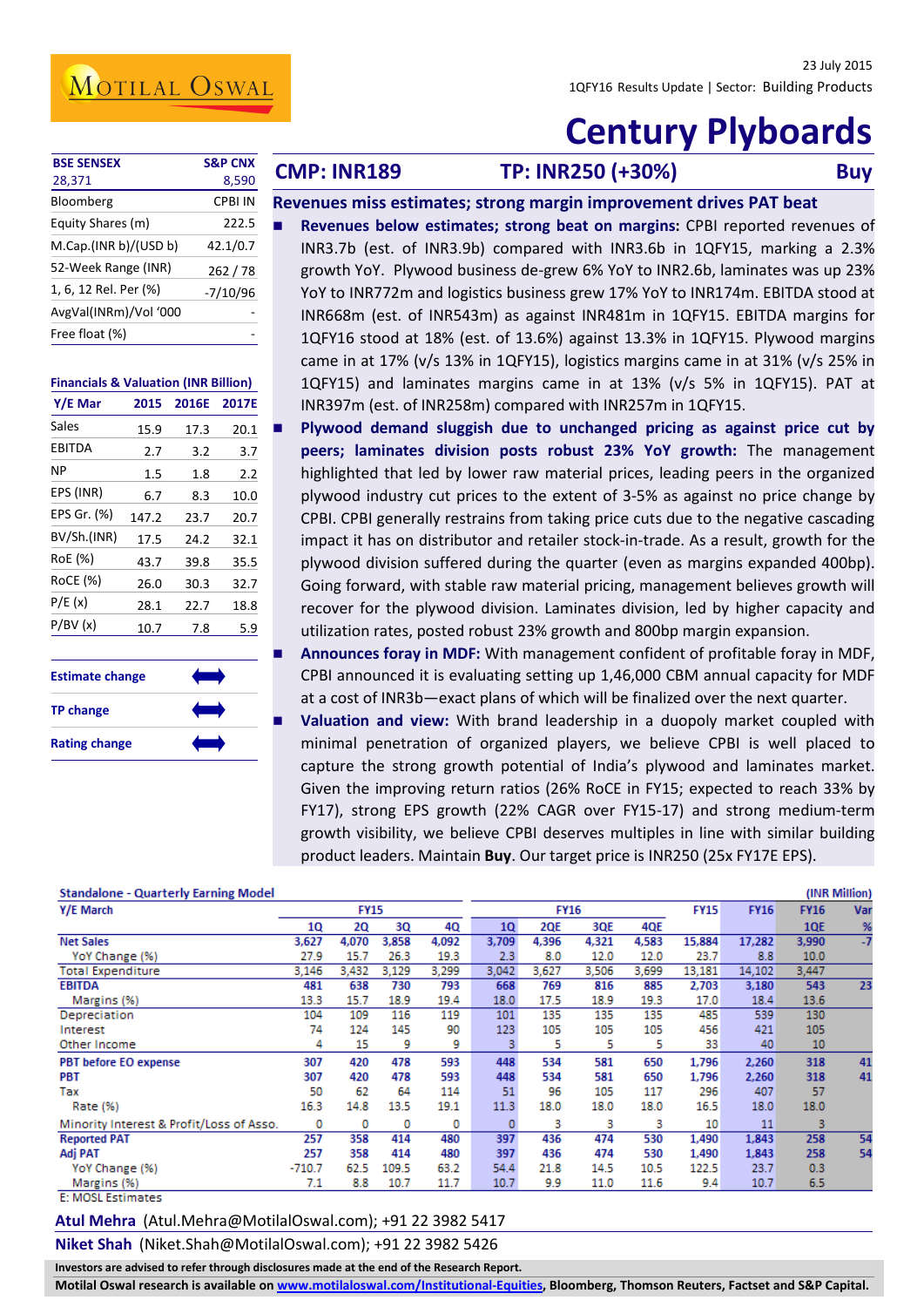23 July 2015

1QFY16 Results Update | Sector: Building Products

# Century Plyboards

| BSE SENSEX | S&P CNX |
|---|---|
| 28,371 | 8,590 |

| | |
|---|---|
| Bloomberg | CPBI IN |
| Equity Shares (m) | 222.5 |
| M.Cap.(INR b)/(USD b) | 42.1/0.7 |
| 52-Week Range (INR) | 262 / 78 |
| 1, 6, 12 Rel. Per (%) | -7/10/96 |
| AvgVal(INRm)/Vol '000 | - |
| Free float (%) | - |

**Financials & Valuation (INR Billion)**

| Y/E Mar | 2015 | 2016E | 2017E |
|---|---|---|---|
| Sales | 15.9 | 17.3 | 20.1 |
| EBITDA | 2.7 | 3.2 | 3.7 |
| NP | 1.5 | 1.8 | 2.2 |
| EPS (INR) | 6.7 | 8.3 | 10.0 |
| EPS Gr. (%) | 147.2 | 23.7 | 20.7 |
| BV/Sh.(INR) | 17.5 | 24.2 | 32.1 |
| RoE (%) | 43.7 | 39.8 | 35.5 |
| RoCE (%) | 26.0 | 30.3 | 32.7 |
| P/E (x) | 28.1 | 22.7 | 18.8 |
| P/BV (x) | 10.7 | 7.8 | 5.9 |

| | |
|---|---|
| Estimate change | ⟷ |
| TP change | ⟷ |
| Rating change | ⟷ |

## CMP: INR189 | TP: INR250 (+30%) | Buy

### Revenues miss estimates; strong margin improvement drives PAT beat

- **Revenues below estimates; strong beat on margins:** CPBI reported revenues of INR3.7b (est. of INR3.9b) compared with INR3.6b in 1QFY15, marking a 2.3% growth YoY. Plywood business de-grew 6% YoY to INR2.6b, laminates was up 23% YoY to INR772m and logistics business grew 17% YoY to INR174m. EBITDA stood at INR668m (est. of INR543m) as against INR481m in 1QFY15. EBITDA margins for 1QFY16 stood at 18% (est. of 13.6%) against 13.3% in 1QFY15. Plywood margins came in at 17% (v/s 13% in 1QFY15), logistics margins came in at 31% (v/s 25% in 1QFY15) and laminates margins came in at 13% (v/s 5% in 1QFY15). PAT at INR397m (est. of INR258m) compared with INR257m in 1QFY15.
- **Plywood demand sluggish due to unchanged pricing as against price cut by peers; laminates division posts robust 23% YoY growth:** The management highlighted that led by lower raw material prices, leading peers in the organized plywood industry cut prices to the extent of 3-5% as against no price change by CPBI. CPBI generally restrains from taking price cuts due to the negative cascading impact it has on distributor and retailer stock-in-trade. As a result, growth for the plywood division suffered during the quarter (even as margins expanded 400bp). Going forward, with stable raw material pricing, management believes growth will recover for the plywood division. Laminates division, led by higher capacity and utilization rates, posted robust 23% growth and 800bp margin expansion.
- **Announces foray in MDF:** With management confident of profitable foray in MDF, CPBI announced it is evaluating setting up 1,46,000 CBM annual capacity for MDF at a cost of INR3b—exact plans of which will be finalized over the next quarter.
- **Valuation and view:** With brand leadership in a duopoly market coupled with minimal penetration of organized players, we believe CPBI is well placed to capture the strong growth potential of India's plywood and laminates market. Given the improving return ratios (26% RoCE in FY15; expected to reach 33% by FY17), strong EPS growth (22% CAGR over FY15-17) and strong medium-term growth visibility, we believe CPBI deserves multiples in line with similar building product leaders. Maintain **Buy**. Our target price is INR250 (25x FY17E EPS).

**Standalone - Quarterly Earning Model** (INR Million)

| Y/E March | FY15 | | | | FY16 | | | | FY15 | FY16 | FY16 | Var |
|---|---|---|---|---|---|---|---|---|---|---|---|---|
| | 1Q | 2Q | 3Q | 4Q | 1Q | 2QE | 3QE | 4QE | | | 1QE | % |
| **Net Sales** | 3,627 | 4,070 | 3,858 | 4,092 | 3,709 | 4,396 | 4,321 | 4,583 | 15,884 | 17,282 | 3,990 | -7 |
| YoY Change (%) | 27.9 | 15.7 | 26.3 | 19.3 | 2.3 | 8.0 | 12.0 | 12.0 | 23.7 | 8.8 | 10.0 | |
| Total Expenditure | 3,146 | 3,432 | 3,129 | 3,299 | 3,042 | 3,627 | 3,506 | 3,699 | 13,181 | 14,102 | 3,447 | |
| **EBITDA** | 481 | 638 | 730 | 793 | 668 | 769 | 816 | 885 | 2,703 | 3,180 | 543 | 23 |
| Margins (%) | 13.3 | 15.7 | 18.9 | 19.4 | 18.0 | 17.5 | 18.9 | 19.3 | 17.0 | 18.4 | 13.6 | |
| Depreciation | 104 | 109 | 116 | 119 | 101 | 135 | 135 | 135 | 485 | 539 | 130 | |
| Interest | 74 | 124 | 145 | 90 | 123 | 105 | 105 | 105 | 456 | 421 | 105 | |
| Other Income | 4 | 15 | 9 | 9 | 3 | 5 | 5 | 5 | 33 | 40 | 10 | |
| **PBT before EO expense** | 307 | 420 | 478 | 593 | 448 | 534 | 581 | 650 | 1,796 | 2,260 | 318 | 41 |
| **PBT** | 307 | 420 | 478 | 593 | 448 | 534 | 581 | 650 | 1,796 | 2,260 | 318 | 41 |
| Tax | 50 | 62 | 64 | 114 | 51 | 96 | 105 | 117 | 296 | 407 | 57 | |
| Rate (%) | 16.3 | 14.8 | 13.5 | 19.1 | 11.3 | 18.0 | 18.0 | 18.0 | 16.5 | 18.0 | 18.0 | |
| Minority Interest & Profit/Loss of Asso. | 0 | 0 | 0 | 0 | 0 | 3 | 3 | 3 | 10 | 11 | 3 | |
| **Reported PAT** | 257 | 358 | 414 | 480 | 397 | 436 | 474 | 530 | 1,490 | 1,843 | 258 | 54 |
| **Adj PAT** | 257 | 358 | 414 | 480 | 397 | 436 | 474 | 530 | 1,490 | 1,843 | 258 | 54 |
| YoY Change (%) | -710.7 | 62.5 | 109.5 | 63.2 | 54.4 | 21.8 | 14.5 | 10.5 | 122.5 | 23.7 | 0.3 | |
| Margins (%) | 7.1 | 8.8 | 10.7 | 11.7 | 10.7 | 9.9 | 11.0 | 11.6 | 9.4 | 10.7 | 6.5 | |

E: MOSL Estimates

**Atul Mehta** (Atul.Mehta@MotilalOswal.com); +91 22 3982 5417

**Niket Shah** (Niket.Shah@MotilalOswal.com); +91 22 3982 5426

**Investors are advised to refer through disclosures made at the end of the Research Report.**

**Motilal Oswal research is available on www.motilaloswal.com/Institutional-Equities, Bloomberg, Thomson Reuters, Factset and S&P Capital.**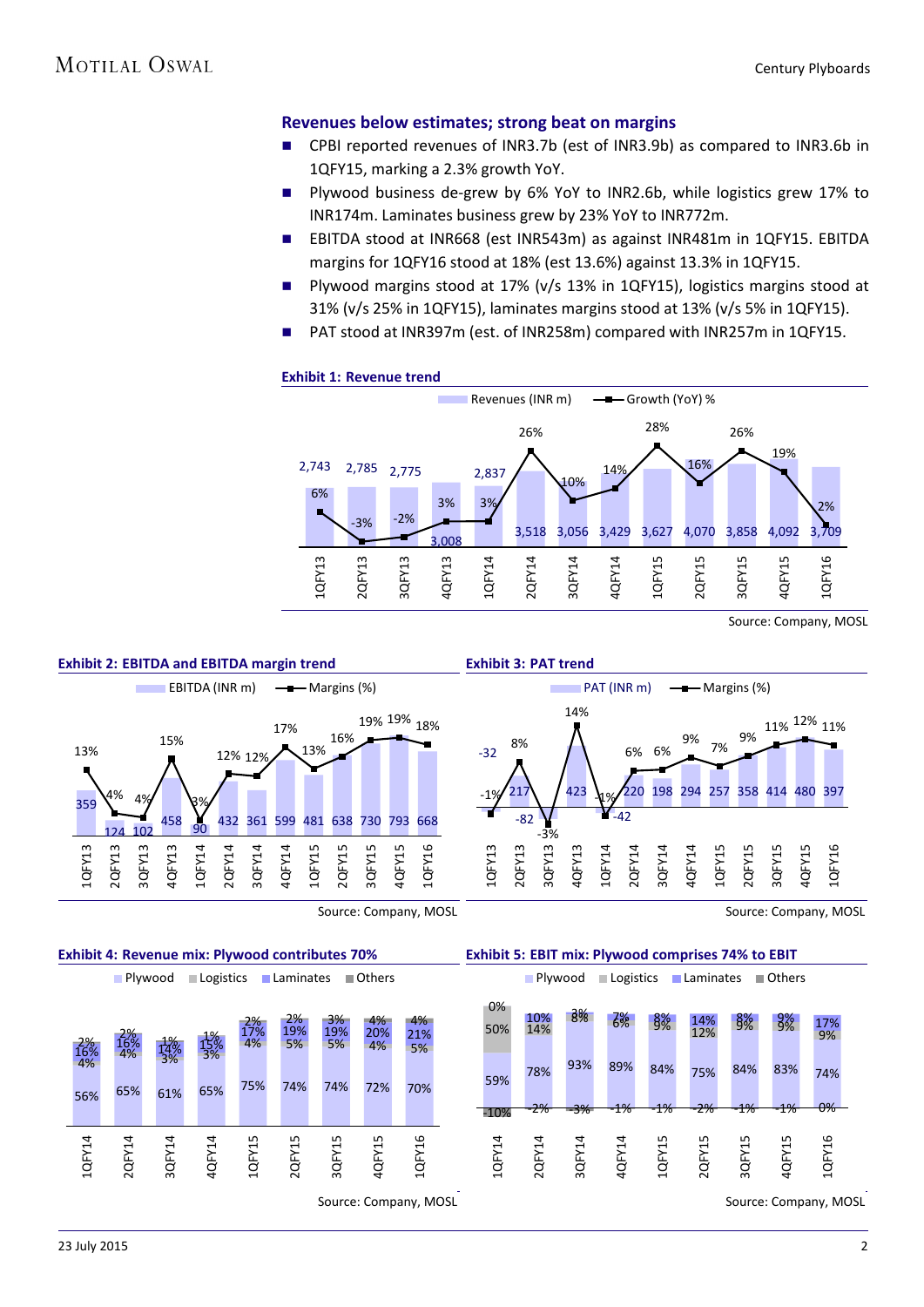## Revenues below estimates; strong beat on margins

- CPBI reported revenues of INR3.7b (est of INR3.9b) as compared to INR3.6b in 1QFY15, marking a 2.3% growth YoY.
- Plywood business de-grew by 6% YoY to INR2.6b, while logistics grew 17% to INR174m. Laminates business grew by 23% YoY to INR772m.
- EBITDA stood at INR668 (est INR543m) as against INR481m in 1QFY15. EBITDA margins for 1QFY16 stood at 18% (est 13.6%) against 13.3% in 1QFY15.
- Plywood margins stood at 17% (v/s 13% in 1QFY15), logistics margins stood at 31% (v/s 25% in 1QFY15), laminates margins stood at 13% (v/s 5% in 1QFY15).
- PAT stood at INR397m (est. of INR258m) compared with INR257m in 1QFY15.

**Exhibit 1: Revenue trend**

| | 1QFY13 | 2QFY13 | 3QFY13 | 4QFY13 | 1QFY14 | 2QFY14 | 3QFY14 | 4QFY14 | 1QFY15 | 2QFY15 | 3QFY15 | 4QFY15 | 1QFY16 |
|---|---|---|---|---|---|---|---|---|---|---|---|---|---|
| Revenues (INR m) | 2,743 | 2,785 | 2,775 | 3,008 | 2,837 | 3,518 | 3,056 | 3,429 | 3,627 | 4,070 | 3,858 | 4,092 | 3,709 |
| Growth (YoY) % | 6% | -3% | -2% | 3% | 3% | 26% | 10% | 14% | 28% | 16% | 26% | 19% | 2% |

Source: Company, MOSL

**Exhibit 2: EBITDA and EBITDA margin trend**

| | 1QFY13 | 2QFY13 | 3QFY13 | 4QFY13 | 1QFY14 | 2QFY14 | 3QFY14 | 4QFY14 | 1QFY15 | 2QFY15 | 3QFY15 | 4QFY15 | 1QFY16 |
|---|---|---|---|---|---|---|---|---|---|---|---|---|---|
| EBITDA (INR m) | 359 | 124 | 102 | 458 | 90 | 432 | 361 | 599 | 481 | 638 | 730 | 793 | 668 |
| Margins (%) | 13% | 4% | 4% | 15% | 3% | 12% | 12% | 17% | 13% | 16% | 19% | 19% | 18% |

Source: Company, MOSL

**Exhibit 3: PAT trend**

| | 1QFY13 | 2QFY13 | 3QFY13 | 4QFY13 | 1QFY14 | 2QFY14 | 3QFY14 | 4QFY14 | 1QFY15 | 2QFY15 | 3QFY15 | 4QFY15 | 1QFY16 |
|---|---|---|---|---|---|---|---|---|---|---|---|---|---|
| PAT (INR m) | -32 | 217 | -82 | 423 | -42 | 220 | 198 | 294 | 257 | 358 | 414 | 480 | 397 |
| Margins (%) | -1% | 8% | -3% | 14% | -1% | 6% | 6% | 9% | 7% | 9% | 11% | 12% | 11% |

Source: Company, MOSL

**Exhibit 4: Revenue mix: Plywood contributes 70%**

| | 1QFY14 | 2QFY14 | 3QFY14 | 4QFY14 | 1QFY15 | 2QFY15 | 3QFY15 | 4QFY15 | 1QFY16 |
|---|---|---|---|---|---|---|---|---|---|
| Plywood | 56% | 65% | 61% | 65% | 75% | 74% | 74% | 72% | 70% |
| Logistics | 4% | 4% | 3% | 3% | 4% | 5% | 5% | 4% | 5% |
| Laminates | 16% | 16% | 14% | 15% | 17% | 19% | 19% | 20% | 21% |
| Others | 2% | 2% | 1% | 1% | 2% | 2% | 3% | 4% | 4% |

Source: Company, MOSL

**Exhibit 5: EBIT mix: Plywood comprises 74% to EBIT**

| | 1QFY14 | 2QFY14 | 3QFY14 | 4QFY14 | 1QFY15 | 2QFY15 | 3QFY15 | 4QFY15 | 1QFY16 |
|---|---|---|---|---|---|---|---|---|---|
| Plywood | 59% | 78% | 93% | 89% | 84% | 75% | 84% | 83% | 74% |
| Logistics | 50% | 14% | 8% | 6% | 9% | 12% | 9% | 9% | 9% |
| Laminates | 0% | 10% | 3% | 7% | 8% | 14% | 8% | 9% | 17% |
| Others | -10% | -2% | -3% | -1% | -1% | -2% | -1% | -1% | 0% |

Source: Company, MOSL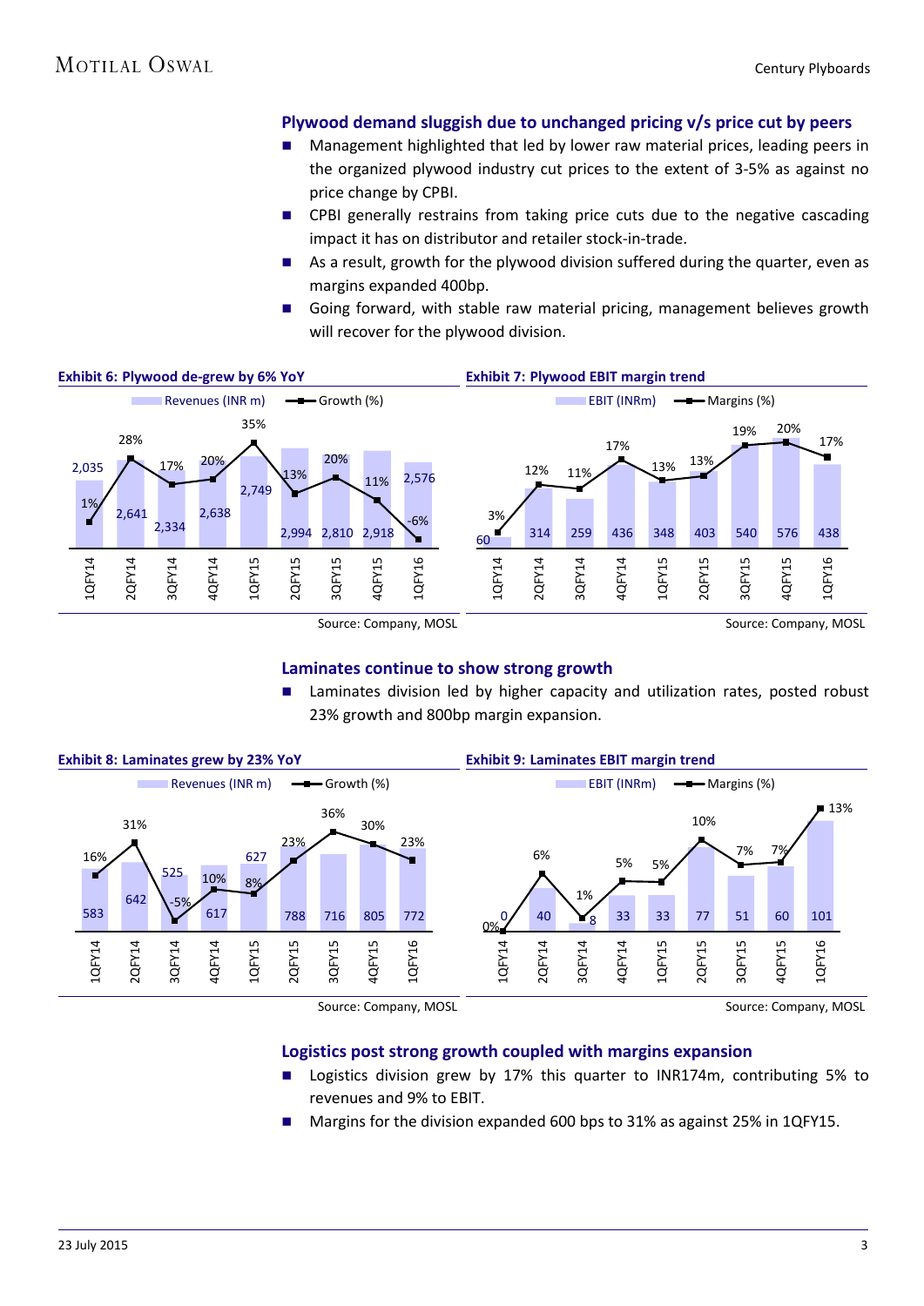## Plywood demand sluggish due to unchanged pricing v/s price cut by peers

- Management highlighted that led by lower raw material prices, leading peers in the organized plywood industry cut prices to the extent of 3-5% as against no price change by CPBI.
- CPBI generally restrains from taking price cuts due to the negative cascading impact it has on distributor and retailer stock-in-trade.
- As a result, growth for the plywood division suffered during the quarter, even as margins expanded 400bp.
- Going forward, with stable raw material pricing, management believes growth will recover for the plywood division.

**Exhibit 6: Plywood de-grew by 6% YoY**

| | 1QFY14 | 2QFY14 | 3QFY14 | 4QFY14 | 1QFY15 | 2QFY15 | 3QFY15 | 4QFY15 | 1QFY16 |
|---|---|---|---|---|---|---|---|---|---|
| Revenues (INR m) | 2,035 | 2,641 | 2,334 | 2,638 | 2,749 | 2,994 | 2,810 | 2,918 | 2,576 |
| Growth (%) | 1% | 28% | 17% | 20% | 35% | 13% | 20% | 11% | -6% |

Source: Company, MOSL

**Exhibit 7: Plywood EBIT margin trend**

| | 1QFY14 | 2QFY14 | 3QFY14 | 4QFY14 | 1QFY15 | 2QFY15 | 3QFY15 | 4QFY15 | 1QFY16 |
|---|---|---|---|---|---|---|---|---|---|
| EBIT (INRm) | 60 | 314 | 259 | 436 | 348 | 403 | 540 | 576 | 438 |
| Margins (%) | 3% | 12% | 11% | 17% | 13% | 13% | 19% | 20% | 17% |

Source: Company, MOSL

## Laminates continue to show strong growth

- Laminates division led by higher capacity and utilization rates, posted robust 23% growth and 800bp margin expansion.

**Exhibit 8: Laminates grew by 23% YoY**

| | 1QFY14 | 2QFY14 | 3QFY14 | 4QFY14 | 1QFY15 | 2QFY15 | 3QFY15 | 4QFY15 | 1QFY16 |
|---|---|---|---|---|---|---|---|---|---|
| Revenues (INR m) | 583 | 642 | 525 | 617 | 627 | 788 | 716 | 805 | 772 |
| Growth (%) | 16% | 31% | -5% | 10% | 8% | 23% | 36% | 30% | 23% |

Source: Company, MOSL

**Exhibit 9: Laminates EBIT margin trend**

| | 1QFY14 | 2QFY14 | 3QFY14 | 4QFY14 | 1QFY15 | 2QFY15 | 3QFY15 | 4QFY15 | 1QFY16 |
|---|---|---|---|---|---|---|---|---|---|
| EBIT (INRm) | 0 | 40 | 8 | 33 | 33 | 77 | 51 | 60 | 101 |
| Margins (%) | 0% | 6% | 1% | 5% | 5% | 10% | 7% | 7% | 13% |

Source: Company, MOSL

## Logistics post strong growth coupled with margins expansion

- Logistics division grew by 17% this quarter to INR174m, contributing 5% to revenues and 9% to EBIT.
- Margins for the division expanded 600 bps to 31% as against 25% in 1QFY15.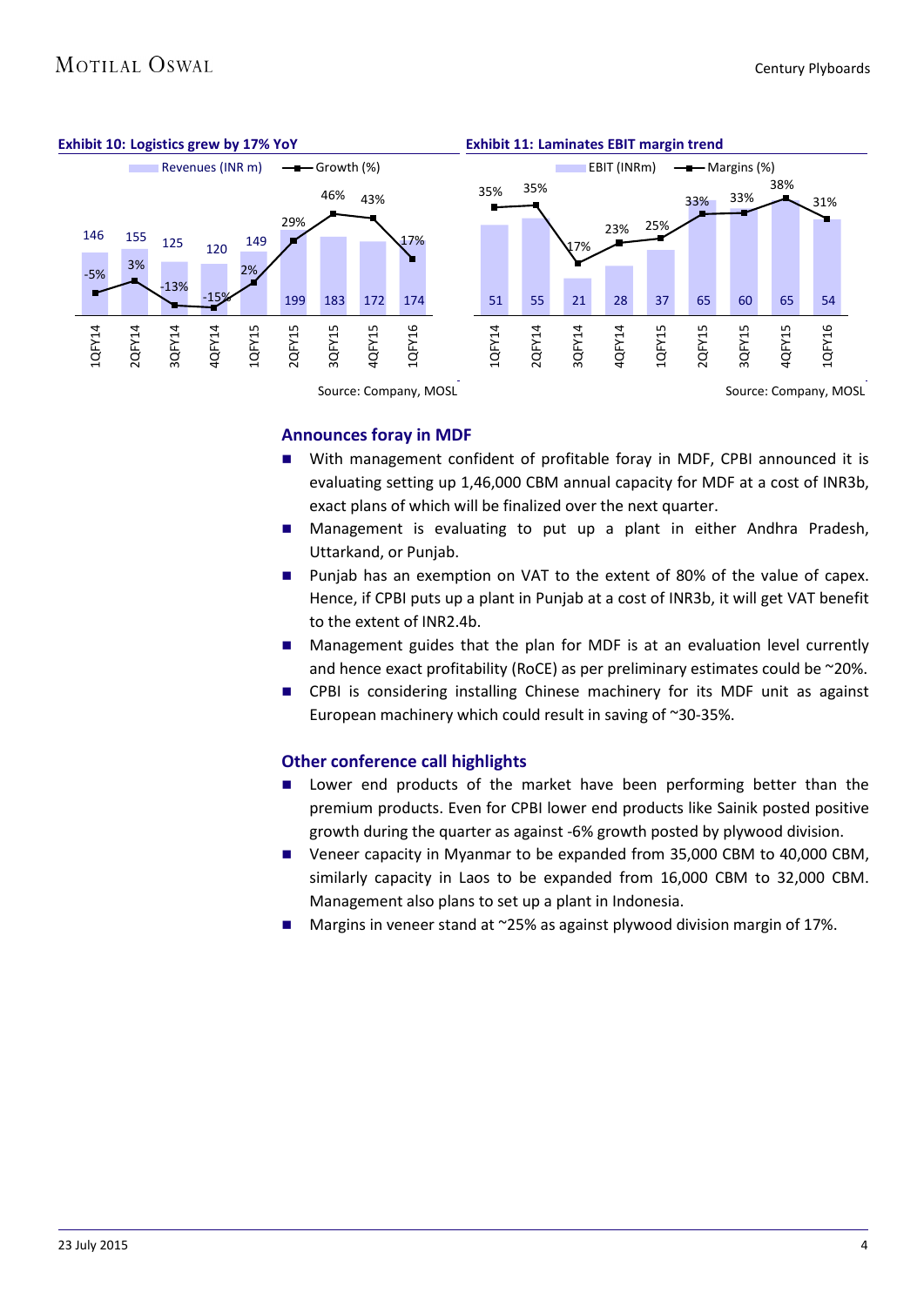**Exhibit 10: Logistics grew by 17% YoY**

| Quarter | Revenues (INR m) | Growth (%) |
|---|---|---|
| 1QFY14 | 146 | -5% |
| 2QFY14 | 155 | 3% |
| 3QFY14 | 125 | -13% |
| 4QFY14 | 120 | -15% |
| 1QFY15 | 149 | 2% |
| 2QFY15 | 199 | 29% |
| 3QFY15 | 183 | 46% |
| 4QFY15 | 172 | 43% |
| 1QFY16 | 174 | 17% |

Source: Company, MOSL

**Exhibit 11: Laminates EBIT margin trend**

| Quarter | EBIT (INRm) | Margins (%) |
|---|---|---|
| 1QFY14 | 51 | 35% |
| 2QFY14 | 55 | 35% |
| 3QFY14 | 21 | 17% |
| 4QFY14 | 28 | 23% |
| 1QFY15 | 37 | 25% |
| 2QFY15 | 65 | 33% |
| 3QFY15 | 60 | 33% |
| 4QFY15 | 65 | 38% |
| 1QFY16 | 54 | 31% |

Source: Company, MOSL

## Announces foray in MDF

- With management confident of profitable foray in MDF, CPBI announced it is evaluating setting up 1,46,000 CBM annual capacity for MDF at a cost of INR3b, exact plans of which will be finalized over the next quarter.
- Management is evaluating to put up a plant in either Andhra Pradesh, Uttarkand, or Punjab.
- Punjab has an exemption on VAT to the extent of 80% of the value of capex. Hence, if CPBI puts up a plant in Punjab at a cost of INR3b, it will get VAT benefit to the extent of INR2.4b.
- Management guides that the plan for MDF is at an evaluation level currently and hence exact profitability (RoCE) as per preliminary estimates could be ~20%.
- CPBI is considering installing Chinese machinery for its MDF unit as against European machinery which could result in saving of ~30-35%.

## Other conference call highlights

- Lower end products of the market have been performing better than the premium products. Even for CPBI lower end products like Sainik posted positive growth during the quarter as against -6% growth posted by plywood division.
- Veneer capacity in Myanmar to be expanded from 35,000 CBM to 40,000 CBM, similarly capacity in Laos to be expanded from 16,000 CBM to 32,000 CBM. Management also plans to set up a plant in Indonesia.
- Margins in veneer stand at ~25% as against plywood division margin of 17%.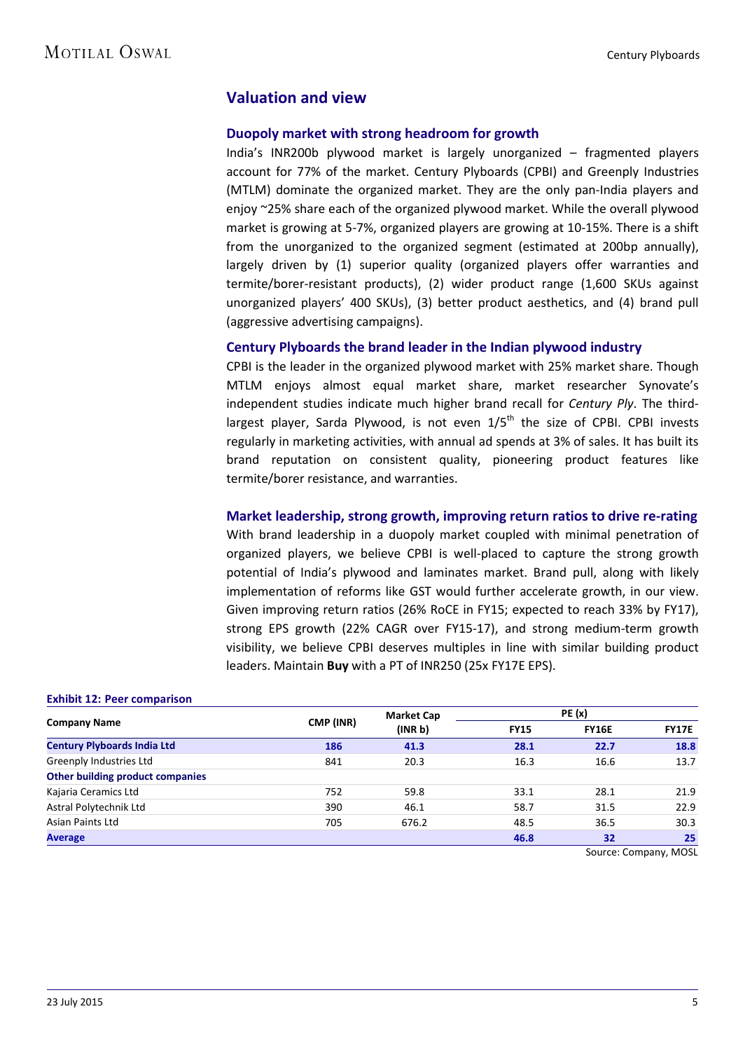## Valuation and view

### Duopoly market with strong headroom for growth

India's INR200b plywood market is largely unorganized – fragmented players account for 77% of the market. Century Plyboards (CPBI) and Greenply Industries (MTLM) dominate the organized market. They are the only pan-India players and enjoy ~25% share each of the organized plywood market. While the overall plywood market is growing at 5-7%, organized players are growing at 10-15%. There is a shift from the unorganized to the organized segment (estimated at 200bp annually), largely driven by (1) superior quality (organized players offer warranties and termite/borer-resistant products), (2) wider product range (1,600 SKUs against unorganized players' 400 SKUs), (3) better product aesthetics, and (4) brand pull (aggressive advertising campaigns).

### Century Plyboards the brand leader in the Indian plywood industry

CPBI is the leader in the organized plywood market with 25% market share. Though MTLM enjoys almost equal market share, market researcher Synovate's independent studies indicate much higher brand recall for *Century Ply*. The third-largest player, Sarda Plywood, is not even 1/5th the size of CPBI. CPBI invests regularly in marketing activities, with annual ad spends at 3% of sales. It has built its brand reputation on consistent quality, pioneering product features like termite/borer resistance, and warranties.

### Market leadership, strong growth, improving return ratios to drive re-rating

With brand leadership in a duopoly market coupled with minimal penetration of organized players, we believe CPBI is well-placed to capture the strong growth potential of India's plywood and laminates market. Brand pull, along with likely implementation of reforms like GST would further accelerate growth, in our view. Given improving return ratios (26% RoCE in FY15; expected to reach 33% by FY17), strong EPS growth (22% CAGR over FY15-17), and strong medium-term growth visibility, we believe CPBI deserves multiples in line with similar building product leaders. Maintain **Buy** with a PT of INR250 (25x FY17E EPS).

**Exhibit 12: Peer comparison**

| Company Name | CMP (INR) | Market Cap (INR b) | PE (x) | | |
|---|---|---|---|---|---|
| | | | FY15 | FY16E | FY17E |
| **Century Plyboards India Ltd** | **186** | **41.3** | **28.1** | **22.7** | **18.8** |
| Greenply Industries Ltd | 841 | 20.3 | 16.3 | 16.6 | 13.7 |
| **Other building product companies** | | | | | |
| Kajaria Ceramics Ltd | 752 | 59.8 | 33.1 | 28.1 | 21.9 |
| Astral Polytechnik Ltd | 390 | 46.1 | 58.7 | 31.5 | 22.9 |
| Asian Paints Ltd | 705 | 676.2 | 48.5 | 36.5 | 30.3 |
| **Average** | | | **46.8** | **32** | **25** |

Source: Company, MOSL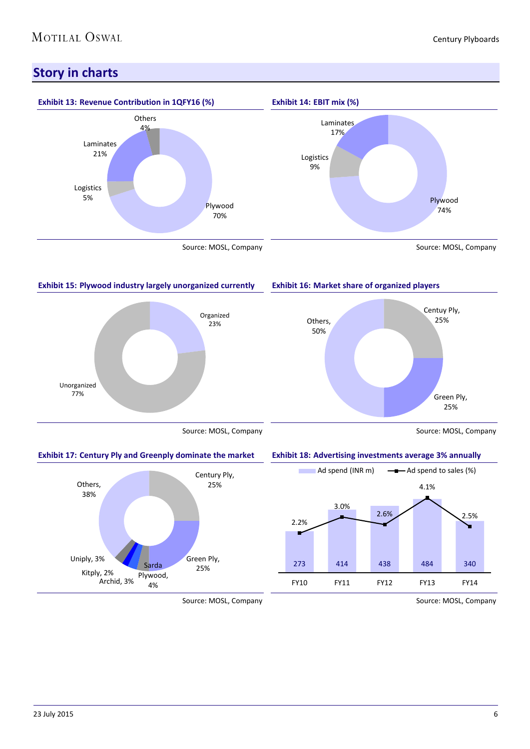## Story in charts

**Exhibit 13: Revenue Contribution in 1QFY16 (%)**

| Segment | Share |
|---|---|
| Plywood | 70% |
| Logistics | 5% |
| Laminates | 21% |
| Others | 4% |

Source: MOSL, Company

**Exhibit 14: EBIT mix (%)**

| Segment | Share |
|---|---|
| Plywood | 74% |
| Logistics | 9% |
| Laminates | 17% |

Source: MOSL, Company

**Exhibit 15: Plywood industry largely unorganized currently**

| Segment | Share |
|---|---|
| Organized | 23% |
| Unorganized | 77% |

Source: MOSL, Company

**Exhibit 16: Market share of organized players**

| Player | Share |
|---|---|
| Centuy Ply | 25% |
| Green Ply | 25% |
| Others | 50% |

Source: MOSL, Company

**Exhibit 17: Century Ply and Greenply dominate the market**

| Player | Share |
|---|---|
| Century Ply | 25% |
| Green Ply | 25% |
| Sarda Plywood | 4% |
| Archid | 3% |
| Kitply | 2% |
| Uniply | 3% |
| Others | 38% |

Source: MOSL, Company

**Exhibit 18: Advertising investments average 3% annually**

| | FY10 | FY11 | FY12 | FY13 | FY14 |
|---|---|---|---|---|---|
| Ad spend (INR m) | 273 | 414 | 438 | 484 | 340 |
| Ad spend to sales (%) | 2.2% | 3.0% | 2.6% | 4.1% | 2.5% |

Source: MOSL, Company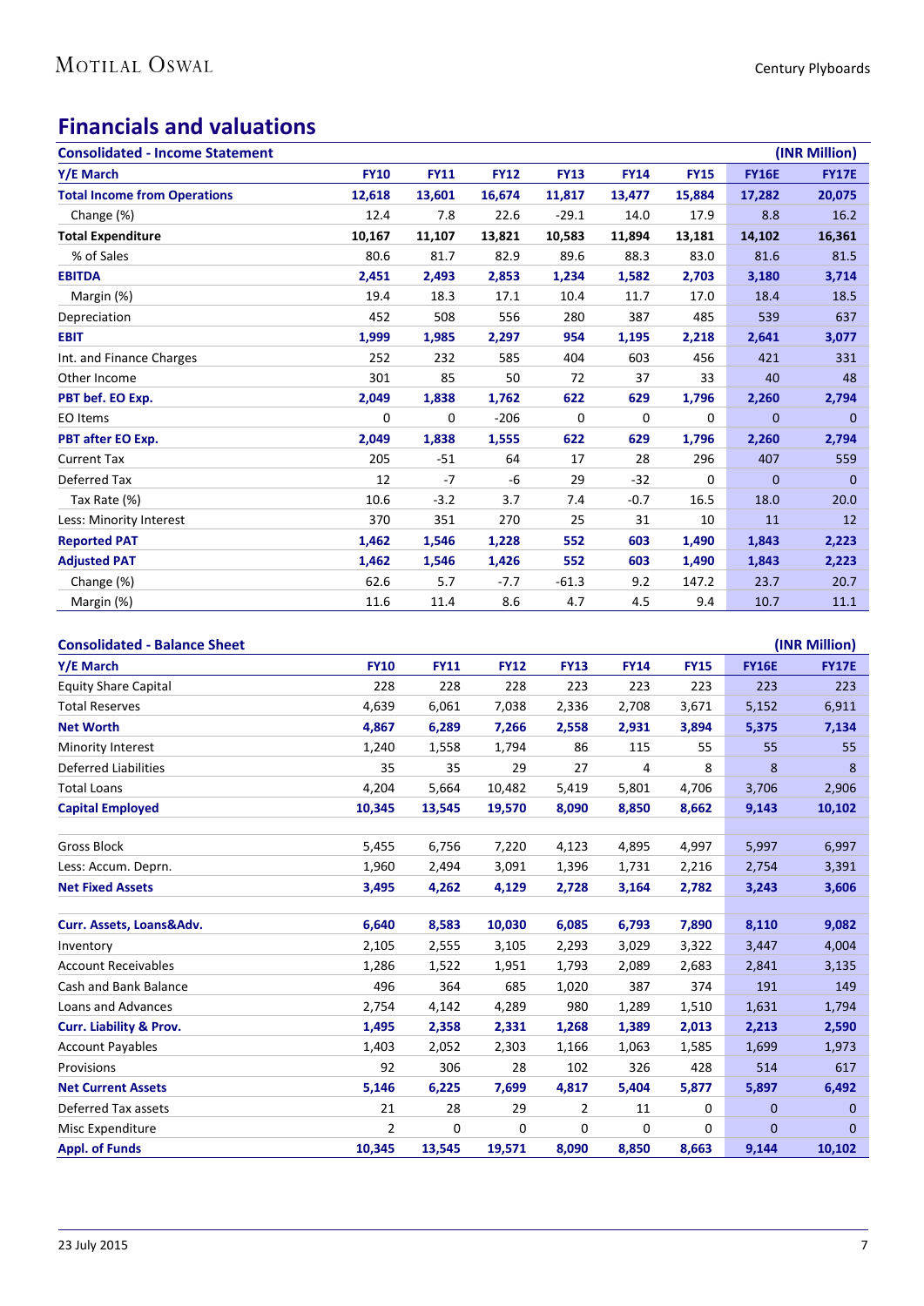## Financials and valuations

**Consolidated - Income Statement** (INR Million)

| Y/E March | FY10 | FY11 | FY12 | FY13 | FY14 | FY15 | FY16E | FY17E |
|---|---|---|---|---|---|---|---|---|
| **Total Income from Operations** | **12,618** | **13,601** | **16,674** | **11,817** | **13,477** | **15,884** | **17,282** | **20,075** |
| Change (%) | 12.4 | 7.8 | 22.6 | -29.1 | 14.0 | 17.9 | 8.8 | 16.2 |
| **Total Expenditure** | **10,167** | **11,107** | **13,821** | **10,583** | **11,894** | **13,181** | **14,102** | **16,361** |
| % of Sales | 80.6 | 81.7 | 82.9 | 89.6 | 88.3 | 83.0 | 81.6 | 81.5 |
| **EBITDA** | **2,451** | **2,493** | **2,853** | **1,234** | **1,582** | **2,703** | **3,180** | **3,714** |
| Margin (%) | 19.4 | 18.3 | 17.1 | 10.4 | 11.7 | 17.0 | 18.4 | 18.5 |
| Depreciation | 452 | 508 | 556 | 280 | 387 | 485 | 539 | 637 |
| **EBIT** | **1,999** | **1,985** | **2,297** | **954** | **1,195** | **2,218** | **2,641** | **3,077** |
| Int. and Finance Charges | 252 | 232 | 585 | 404 | 603 | 456 | 421 | 331 |
| Other Income | 301 | 85 | 50 | 72 | 37 | 33 | 40 | 48 |
| **PBT bef. EO Exp.** | **2,049** | **1,838** | **1,762** | **622** | **629** | **1,796** | **2,260** | **2,794** |
| EO Items | 0 | 0 | -206 | 0 | 0 | 0 | 0 | 0 |
| **PBT after EO Exp.** | **2,049** | **1,838** | **1,555** | **622** | **629** | **1,796** | **2,260** | **2,794** |
| Current Tax | 205 | -51 | 64 | 17 | 28 | 296 | 407 | 559 |
| Deferred Tax | 12 | -7 | -6 | 29 | -32 | 0 | 0 | 0 |
| Tax Rate (%) | 10.6 | -3.2 | 3.7 | 7.4 | -0.7 | 16.5 | 18.0 | 20.0 |
| Less: Minority Interest | 370 | 351 | 270 | 25 | 31 | 10 | 11 | 12 |
| **Reported PAT** | **1,462** | **1,546** | **1,228** | **552** | **603** | **1,490** | **1,843** | **2,223** |
| **Adjusted PAT** | **1,462** | **1,546** | **1,426** | **552** | **603** | **1,490** | **1,843** | **2,223** |
| Change (%) | 62.6 | 5.7 | -7.7 | -61.3 | 9.2 | 147.2 | 23.7 | 20.7 |
| Margin (%) | 11.6 | 11.4 | 8.6 | 4.7 | 4.5 | 9.4 | 10.7 | 11.1 |

**Consolidated - Balance Sheet** (INR Million)

| Y/E March | FY10 | FY11 | FY12 | FY13 | FY14 | FY15 | FY16E | FY17E |
|---|---|---|---|---|---|---|---|---|
| Equity Share Capital | 228 | 228 | 228 | 223 | 223 | 223 | 223 | 223 |
| Total Reserves | 4,639 | 6,061 | 7,038 | 2,336 | 2,708 | 3,671 | 5,152 | 6,911 |
| **Net Worth** | **4,867** | **6,289** | **7,266** | **2,558** | **2,931** | **3,894** | **5,375** | **7,134** |
| Minority Interest | 1,240 | 1,558 | 1,794 | 86 | 115 | 55 | 55 | 55 |
| Deferred Liabilities | 35 | 35 | 29 | 27 | 4 | 8 | 8 | 8 |
| Total Loans | 4,204 | 5,664 | 10,482 | 5,419 | 5,801 | 4,706 | 3,706 | 2,906 |
| **Capital Employed** | **10,345** | **13,545** | **19,570** | **8,090** | **8,850** | **8,662** | **9,143** | **10,102** |
| | | | | | | | | |
| Gross Block | 5,455 | 6,756 | 7,220 | 4,123 | 4,895 | 4,997 | 5,997 | 6,997 |
| Less: Accum. Deprn. | 1,960 | 2,494 | 3,091 | 1,396 | 1,731 | 2,216 | 2,754 | 3,391 |
| **Net Fixed Assets** | **3,495** | **4,262** | **4,129** | **2,728** | **3,164** | **2,782** | **3,243** | **3,606** |
| | | | | | | | | |
| **Curr. Assets, Loans&Adv.** | **6,640** | **8,583** | **10,030** | **6,085** | **6,793** | **7,890** | **8,110** | **9,082** |
| Inventory | 2,105 | 2,555 | 3,105 | 2,293 | 3,029 | 3,322 | 3,447 | 4,004 |
| Account Receivables | 1,286 | 1,522 | 1,951 | 1,793 | 2,089 | 2,683 | 2,841 | 3,135 |
| Cash and Bank Balance | 496 | 364 | 685 | 1,020 | 387 | 374 | 191 | 149 |
| Loans and Advances | 2,754 | 4,142 | 4,289 | 980 | 1,289 | 1,510 | 1,631 | 1,794 |
| **Curr. Liability & Prov.** | **1,495** | **2,358** | **2,331** | **1,268** | **1,389** | **2,013** | **2,213** | **2,590** |
| Account Payables | 1,403 | 2,052 | 2,303 | 1,166 | 1,063 | 1,585 | 1,699 | 1,973 |
| Provisions | 92 | 306 | 28 | 102 | 326 | 428 | 514 | 617 |
| **Net Current Assets** | **5,146** | **6,225** | **7,699** | **4,817** | **5,404** | **5,877** | **5,897** | **6,492** |
| Deferred Tax assets | 21 | 28 | 29 | 2 | 11 | 0 | 0 | 0 |
| Misc Expenditure | 2 | 0 | 0 | 0 | 0 | 0 | 0 | 0 |
| **Appl. of Funds** | **10,345** | **13,545** | **19,571** | **8,090** | **8,850** | **8,663** | **9,144** | **10,102** |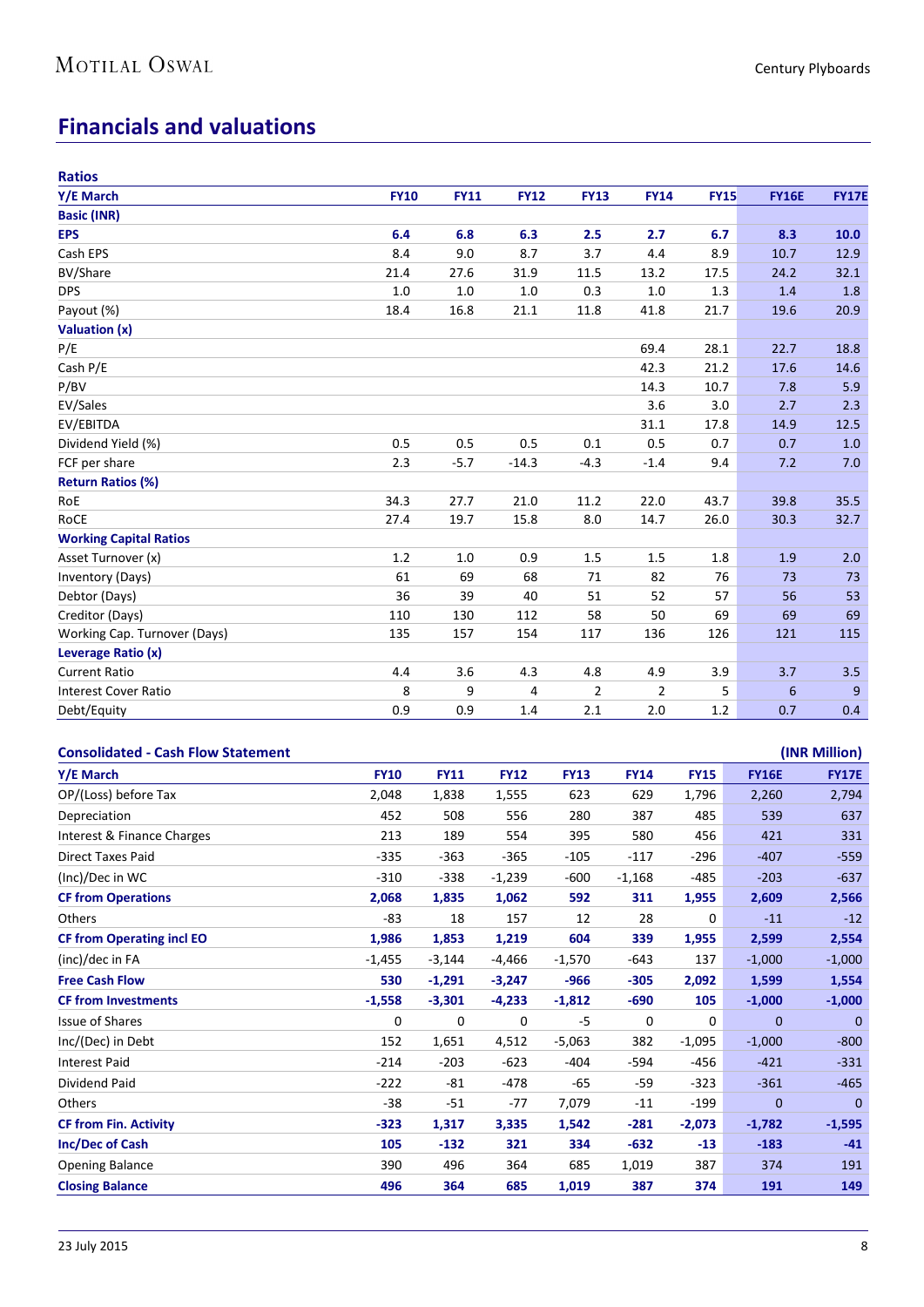## Financials and valuations

### Ratios

| Y/E March | FY10 | FY11 | FY12 | FY13 | FY14 | FY15 | FY16E | FY17E |
|---|---|---|---|---|---|---|---|---|
| **Basic (INR)** | | | | | | | | |
| **EPS** | **6.4** | **6.8** | **6.3** | **2.5** | **2.7** | **6.7** | **8.3** | **10.0** |
| Cash EPS | 8.4 | 9.0 | 8.7 | 3.7 | 4.4 | 8.9 | 10.7 | 12.9 |
| BV/Share | 21.4 | 27.6 | 31.9 | 11.5 | 13.2 | 17.5 | 24.2 | 32.1 |
| DPS | 1.0 | 1.0 | 1.0 | 0.3 | 1.0 | 1.3 | 1.4 | 1.8 |
| Payout (%) | 18.4 | 16.8 | 21.1 | 11.8 | 41.8 | 21.7 | 19.6 | 20.9 |
| **Valuation (x)** | | | | | | | | |
| P/E | | | | | 69.4 | 28.1 | 22.7 | 18.8 |
| Cash P/E | | | | | 42.3 | 21.2 | 17.6 | 14.6 |
| P/BV | | | | | 14.3 | 10.7 | 7.8 | 5.9 |
| EV/Sales | | | | | 3.6 | 3.0 | 2.7 | 2.3 |
| EV/EBITDA | | | | | 31.1 | 17.8 | 14.9 | 12.5 |
| Dividend Yield (%) | 0.5 | 0.5 | 0.5 | 0.1 | 0.5 | 0.7 | 0.7 | 1.0 |
| FCF per share | 2.3 | -5.7 | -14.3 | -4.3 | -1.4 | 9.4 | 7.2 | 7.0 |
| **Return Ratios (%)** | | | | | | | | |
| RoE | 34.3 | 27.7 | 21.0 | 11.2 | 22.0 | 43.7 | 39.8 | 35.5 |
| RoCE | 27.4 | 19.7 | 15.8 | 8.0 | 14.7 | 26.0 | 30.3 | 32.7 |
| **Working Capital Ratios** | | | | | | | | |
| Asset Turnover (x) | 1.2 | 1.0 | 0.9 | 1.5 | 1.5 | 1.8 | 1.9 | 2.0 |
| Inventory (Days) | 61 | 69 | 68 | 71 | 82 | 76 | 73 | 73 |
| Debtor (Days) | 36 | 39 | 40 | 51 | 52 | 57 | 56 | 53 |
| Creditor (Days) | 110 | 130 | 112 | 58 | 50 | 69 | 69 | 69 |
| Working Cap. Turnover (Days) | 135 | 157 | 154 | 117 | 136 | 126 | 121 | 115 |
| **Leverage Ratio (x)** | | | | | | | | |
| Current Ratio | 4.4 | 3.6 | 4.3 | 4.8 | 4.9 | 3.9 | 3.7 | 3.5 |
| Interest Cover Ratio | 8 | 9 | 4 | 2 | 2 | 5 | 6 | 9 |
| Debt/Equity | 0.9 | 0.9 | 1.4 | 2.1 | 2.0 | 1.2 | 0.7 | 0.4 |

### Consolidated - Cash Flow Statement (INR Million)

| Y/E March | FY10 | FY11 | FY12 | FY13 | FY14 | FY15 | FY16E | FY17E |
|---|---|---|---|---|---|---|---|---|
| OP/(Loss) before Tax | 2,048 | 1,838 | 1,555 | 623 | 629 | 1,796 | 2,260 | 2,794 |
| Depreciation | 452 | 508 | 556 | 280 | 387 | 485 | 539 | 637 |
| Interest & Finance Charges | 213 | 189 | 554 | 395 | 580 | 456 | 421 | 331 |
| Direct Taxes Paid | -335 | -363 | -365 | -105 | -117 | -296 | -407 | -559 |
| (Inc)/Dec in WC | -310 | -338 | -1,239 | -600 | -1,168 | -485 | -203 | -637 |
| **CF from Operations** | **2,068** | **1,835** | **1,062** | **592** | **311** | **1,955** | **2,609** | **2,566** |
| Others | -83 | 18 | 157 | 12 | 28 | 0 | -11 | -12 |
| **CF from Operating incl EO** | **1,986** | **1,853** | **1,219** | **604** | **339** | **1,955** | **2,599** | **2,554** |
| (inc)/dec in FA | -1,455 | -3,144 | -4,466 | -1,570 | -643 | 137 | -1,000 | -1,000 |
| **Free Cash Flow** | **530** | **-1,291** | **-3,247** | **-966** | **-305** | **2,092** | **1,599** | **1,554** |
| **CF from Investments** | **-1,558** | **-3,301** | **-4,233** | **-1,812** | **-690** | **105** | **-1,000** | **-1,000** |
| Issue of Shares | 0 | 0 | 0 | -5 | 0 | 0 | 0 | 0 |
| Inc/(Dec) in Debt | 152 | 1,651 | 4,512 | -5,063 | 382 | -1,095 | -1,000 | -800 |
| Interest Paid | -214 | -203 | -623 | -404 | -594 | -456 | -421 | -331 |
| Dividend Paid | -222 | -81 | -478 | -65 | -59 | -323 | -361 | -465 |
| Others | -38 | -51 | -77 | 7,079 | -11 | -199 | 0 | 0 |
| **CF from Fin. Activity** | **-323** | **1,317** | **3,335** | **1,542** | **-281** | **-2,073** | **-1,782** | **-1,595** |
| **Inc/Dec of Cash** | **105** | **-132** | **321** | **334** | **-632** | **-13** | **-183** | **-41** |
| Opening Balance | 390 | 496 | 364 | 685 | 1,019 | 387 | 374 | 191 |
| **Closing Balance** | **496** | **364** | **685** | **1,019** | **387** | **374** | **191** | **149** |

23 July 2015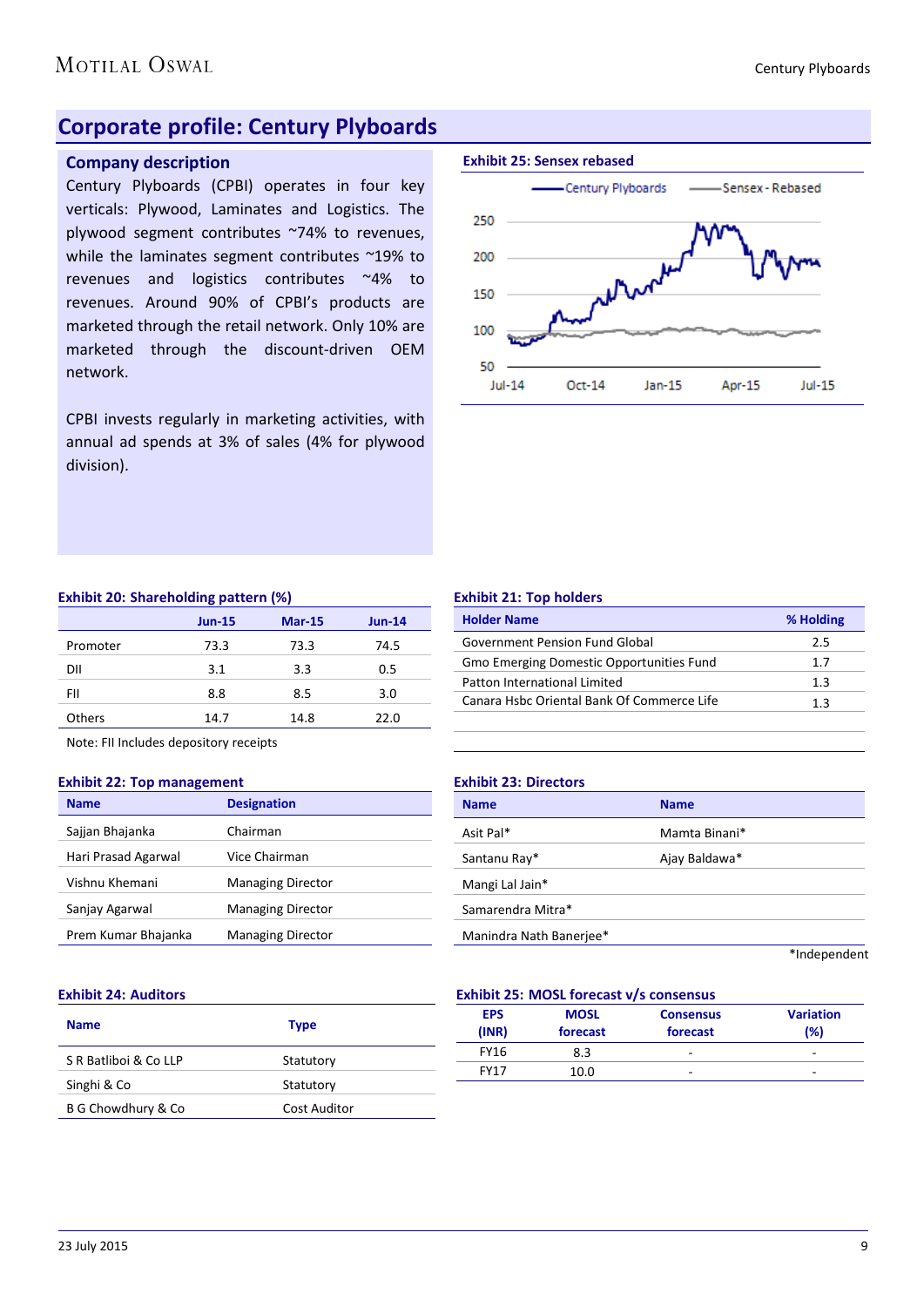## Corporate profile: Century Plyboards

### Company description

Century Plyboards (CPBI) operates in four key verticals: Plywood, Laminates and Logistics. The plywood segment contributes ~74% to revenues, while the laminates segment contributes ~19% to revenues and logistics contributes ~4% to revenues. Around 90% of CPBI's products are marketed through the retail network. Only 10% are marketed through the discount-driven OEM network.

CPBI invests regularly in marketing activities, with annual ad spends at 3% of sales (4% for plywood division).

**Exhibit 25: Sensex rebased**

**Exhibit 20: Shareholding pattern (%)**

| | Jun-15 | Mar-15 | Jun-14 |
|---|---|---|---|
| Promoter | 73.3 | 73.3 | 74.5 |
| DII | 3.1 | 3.3 | 0.5 |
| FII | 8.8 | 8.5 | 3.0 |
| Others | 14.7 | 14.8 | 22.0 |

Note: FII Includes depository receipts

**Exhibit 21: Top holders**

| Holder Name | % Holding |
|---|---|
| Government Pension Fund Global | 2.5 |
| Gmo Emerging Domestic Opportunities Fund | 1.7 |
| Patton International Limited | 1.3 |
| Canara Hsbc Oriental Bank Of Commerce Life | 1.3 |

**Exhibit 22: Top management**

| Name | Designation |
|---|---|
| Sajjan Bhajanka | Chairman |
| Hari Prasad Agarwal | Vice Chairman |
| Vishnu Khemani | Managing Director |
| Sanjay Agarwal | Managing Director |
| Prem Kumar Bhajanka | Managing Director |

**Exhibit 23: Directors**

| Name | Name |
|---|---|
| Asit Pal* | Mamta Binani* |
| Santanu Ray* | Ajay Baldawa* |
| Mangi Lal Jain* | |
| Samarendra Mitra* | |
| Manindra Nath Banerjee* | |

*Independent

**Exhibit 24: Auditors**

| Name | Type |
|---|---|
| S R Batliboi & Co LLP | Statutory |
| Singhi & Co | Statutory |
| B G Chowdhury & Co | Cost Auditor |

**Exhibit 25: MOSL forecast v/s consensus**

| EPS (INR) | MOSL forecast | Consensus forecast | Variation (%) |
|---|---|---|---|
| FY16 | 8.3 | - | - |
| FY17 | 10.0 | - | - |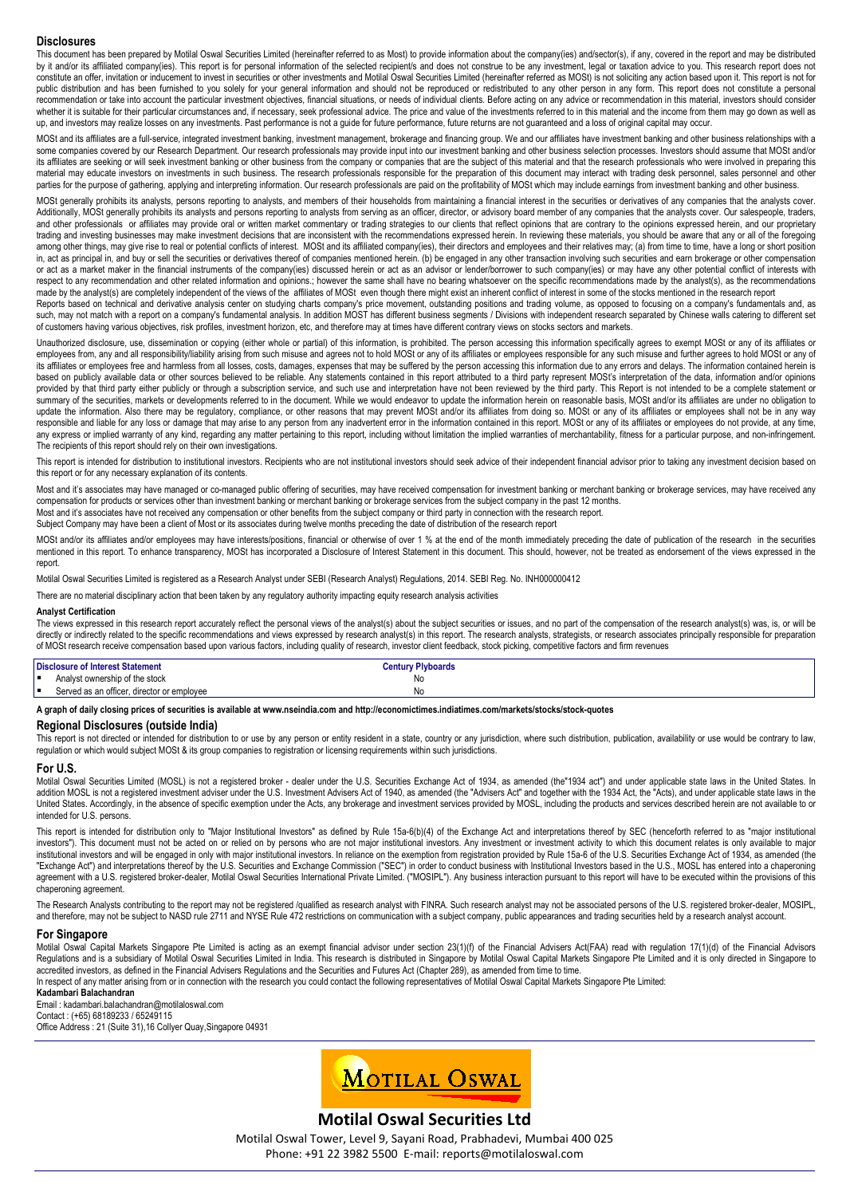## Disclosures

This document has been prepared by Motilal Oswal Securities Limited (hereinafter referred to as Most) to provide information about the company(ies) and/sector(s), if any, covered in the report and may be distributed by it and/or its affiliated company(ies). This report is for personal information of the selected recipient/s and does not construe to be any investment, legal or taxation advice to you. This research report does not constitute an offer, invitation or inducement to invest in securities or other investments and Motilal Oswal Securities Limited (hereinafter referred as MOSt) is not soliciting any action based upon it. This report is not for public distribution and has been furnished to you solely for your general information and should not be reproduced or redistributed to any other person in any form. This report does not constitute a personal recommendation or take into account the particular investment objectives, financial situations, or needs of individual clients. Before acting on any advice or recommendation in this material, investors should consider whether it is suitable for their particular circumstances and, if necessary, seek professional advice. The price and value of the investments referred to in this material and the income from them may go down as well as up, and investors may realize losses on any investments. Past performance is not a guide for future performance, future returns are not guaranteed and a loss of original capital may occur.

MOSt and its affiliates are a full-service, integrated investment banking, investment management, brokerage and financing group. We and our affiliates have investment banking and other business relationships with a some companies covered by our Research Department. Our research professionals may provide input into our investment banking and other business selection processes. Investors should assume that MOSt and/or its affiliates are seeking or will seek investment banking or other business from the company or companies that are the subject of this material and that the research professionals who were involved in preparing this material may educate investors on investments in such business. The research professionals responsible for the preparation of this document may interact with trading desk personnel, sales personnel and other parties for the purpose of gathering, applying and interpreting information. Our research professionals are paid on the profitability of MOSt which may include earnings from investment banking and other business.

MOSt generally prohibits its analysts, persons reporting to analysts, and members of their households from maintaining a financial interest in the securities or derivatives of any companies that the analysts cover. Additionally, MOSt generally prohibits its analysts and persons reporting to analysts from serving as an officer, director, or advisory board member of any companies that the analysts cover. Our salespeople, traders, and other professionals or affiliates may provide oral or written market commentary or trading strategies to our clients that reflect opinions that are contrary to the opinions expressed herein, and our proprietary trading and investing businesses may make investment decisions that are inconsistent with the recommendations expressed herein. In reviewing these materials, you should be aware that any or all of the foregoing among other things, may give rise to real or potential conflicts of interest. MOSt and its affiliated company(ies), their directors and employees and their relatives may; (a) from time to time, have a long or short position in, act as principal in, and buy or sell the securities or derivatives thereof of companies mentioned herein. (b) be engaged in any other transaction involving such securities and earn brokerage or other compensation or act as a market maker in the financial instruments of the company(ies) discussed herein or act as an advisor or lender/borrower to such company(ies) or may have any other potential conflict of interests with respect to any recommendation and other related information and opinions.; however the same shall have no bearing whatsoever on the specific recommendations made by the analyst(s), as the recommendations made by the analyst(s) are completely independent of the views of the affiliates of MOSt even though there might exist an inherent conflict of interest in some of the stocks mentioned in the research report

Reports based on technical and derivative analysis center on studying charts company's price movement, outstanding positions and trading volume, as opposed to focusing on a company's fundamentals and, as such, may not match with a report on a company's fundamental analysis. In addition MOST has different business segments / Divisions with independent research separated by Chinese walls catering to different set of customers having various objectives, risk profiles, investment horizon, etc, and therefore may at times have different contrary views on stocks sectors and markets.

Unauthorized disclosure, use, dissemination or copying (either whole or partial) of this information, is prohibited. The person accessing this information specifically agrees to exempt MOSt or any of its affiliates or employees from, any and all responsibility/liability arising from such misuse and agrees not to hold MOSt or any of its affiliates or employees responsible for any such misuse and further agrees to hold MOSt or any of its affiliates or employees free and harmless from all losses, costs, damages, expenses that may be suffered by the person accessing this information due to any errors and delays. The information contained herein is based on publicly available data or other sources believed to be reliable. Any statements contained in this report attributed to a third party represent MOSt's interpretation of the data, information and/or opinions provided by that third party either publicly or through a subscription service, and such use and interpretation have not been reviewed by the third party. This Report is not intended to be a complete statement or summary of the securities, markets or developments referred to in the document. While we would endeavor to update the information herein on reasonable basis, MOSt and/or its affiliates are under no obligation to update the information. Also there may be regulatory, compliance, or other reasons that may prevent MOSt and/or its affiliates from doing so. MOSt or any of its affiliates or employees shall not be in any way responsible and liable for any loss or damage that may arise to any person from any inadvertent error in the information contained in this report. MOSt or any of its affiliates or employees do not provide, at any time, any express or implied warranty of any kind, regarding any matter pertaining to this report, including without limitation the implied warranties of merchantability, fitness for a particular purpose, and non-infringement. The recipients of this report should rely on their own investigations.

This report is intended for distribution to institutional investors. Recipients who are not institutional investors should seek advice of their independent financial advisor prior to taking any investment decision based on this report or for any necessary explanation of its contents.

Most and it's associates may have managed or co-managed public offering of securities, may have received compensation for investment banking or merchant banking or brokerage services, may have received any compensation for products or services other than investment banking or merchant banking or brokerage services from the subject company in the past 12 months.

Most and it's associates have not received any compensation or other benefits from the subject company or third party in connection with the research report.

Subject Company may have been a client of Most or its associates during twelve months preceding the date of distribution of the research report

MOSt and/or its affiliates and/or employees may have interests/positions, financial or otherwise of over 1 % at the end of the month immediately preceding the date of publication of the research in the securities mentioned in this report. To enhance transparency, MOSt has incorporated a Disclosure of Interest Statement in this document. This should, however, not be treated as endorsement of the views expressed in the report.

Motilal Oswal Securities Limited is registered as a Research Analyst under SEBI (Research Analyst) Regulations, 2014. SEBI Reg. No. INH000000412

There are no material disciplinary action that been taken by any regulatory authority impacting equity research analysis activities

### Analyst Certification

The views expressed in this research report accurately reflect the personal views of the analyst(s) about the subject securities or issues, and no part of the compensation of the research analyst(s) was, is, or will be directly or indirectly related to the specific recommendations and views expressed by research analyst(s) in this report. The research analysts, strategists, or research associates principally responsible for preparation of MOSt research receive compensation based upon various factors, including quality of research, investor client feedback, stock picking, competitive factors and firm revenues

| Disclosure of Interest Statement | Century Plyboards |
|---|---|
| ▪ Analyst ownership of the stock | No |
| ▪ Served as an officer, director or employee | No |

**A graph of daily closing prices of securities is available at www.nseindia.com and http://economictimes.indiatimes.com/markets/stocks/stock-quotes**

## Regional Disclosures (outside India)

This report is not directed or intended for distribution to or use by any person or entity resident in a state, country or any jurisdiction, where such distribution, publication, availability or use would be contrary to law, regulation or which would subject MOSt & its group companies to registration or licensing requirements within such jurisdictions.

## For U.S.

Motilal Oswal Securities Limited (MOSL) is not a registered broker - dealer under the U.S. Securities Exchange Act of 1934, as amended (the"1934 act") and under applicable state laws in the United States. In addition MOSL is not a registered investment adviser under the U.S. Investment Advisers Act of 1940, as amended (the "Advisers Act" and together with the 1934 Act, the "Acts), and under applicable state laws in the United States. Accordingly, in the absence of specific exemption under the Acts, any brokerage and investment services provided by MOSL, including the products and services described herein are not available to or intended for U.S. persons.

This report is intended for distribution only to "Major Institutional Investors" as defined by Rule 15a-6(b)(4) of the Exchange Act and interpretations thereof by SEC (henceforth referred to as "major institutional investors"). This document must not be acted on or relied on by persons who are not major institutional investors. Any investment or investment activity to which this document relates is only available to major institutional investors and will be engaged in only with major institutional investors. In reliance on the exemption from registration provided by Rule 15a-6 of the U.S. Securities Exchange Act of 1934, as amended (the "Exchange Act") and interpretations thereof by the U.S. Securities and Exchange Commission ("SEC") in order to conduct business with Institutional Investors based in the U.S., MOSL has entered into a chaperoning agreement with a U.S. registered broker-dealer, Motilal Oswal Securities International Private Limited. ("MOSIPL"). Any business interaction pursuant to this report will have to be executed within the provisions of this chaperoning agreement.

The Research Analysts contributing to the report may not be registered /qualified as research analyst with FINRA. Such research analyst may not be associated persons of the U.S. registered broker-dealer, MOSIPL, and therefore, may not be subject to NASD rule 2711 and NYSE Rule 472 restrictions on communication with a subject company, public appearances and trading securities held by a research analyst account.

## For Singapore

Motilal Oswal Capital Markets Singapore Pte Limited is acting as an exempt financial advisor under section 23(1)(f) of the Financial Advisers Act(FAA) read with regulation 17(1)(d) of the Financial Advisors Regulations and is a subsidiary of Motilal Oswal Securities Limited in India. This research is distributed in Singapore by Motilal Oswal Capital Markets Singapore Pte Limited and it is only directed in Singapore to accredited investors, as defined in the Financial Advisers Regulations and the Securities and Futures Act (Chapter 289), as amended from time to time.

In respect of any matter arising from or in connection with the research you could contact the following representatives of Motilal Oswal Capital Markets Singapore Pte Limited:

**Kadambari Balachandran**

Email : kadambari.balachandran@motilaloswal.com

Contact : (+65) 68189233 / 65249115

Office Address : 21 (Suite 31),16 Collyer Quay,Singapore 04931

MOTILAL OSWAL

**Motilal Oswal Securities Ltd**

Motilal Oswal Tower, Level 9, Sayani Road, Prabhadevi, Mumbai 400 025

Phone: +91 22 3982 5500 E-mail: reports@motilaloswal.com